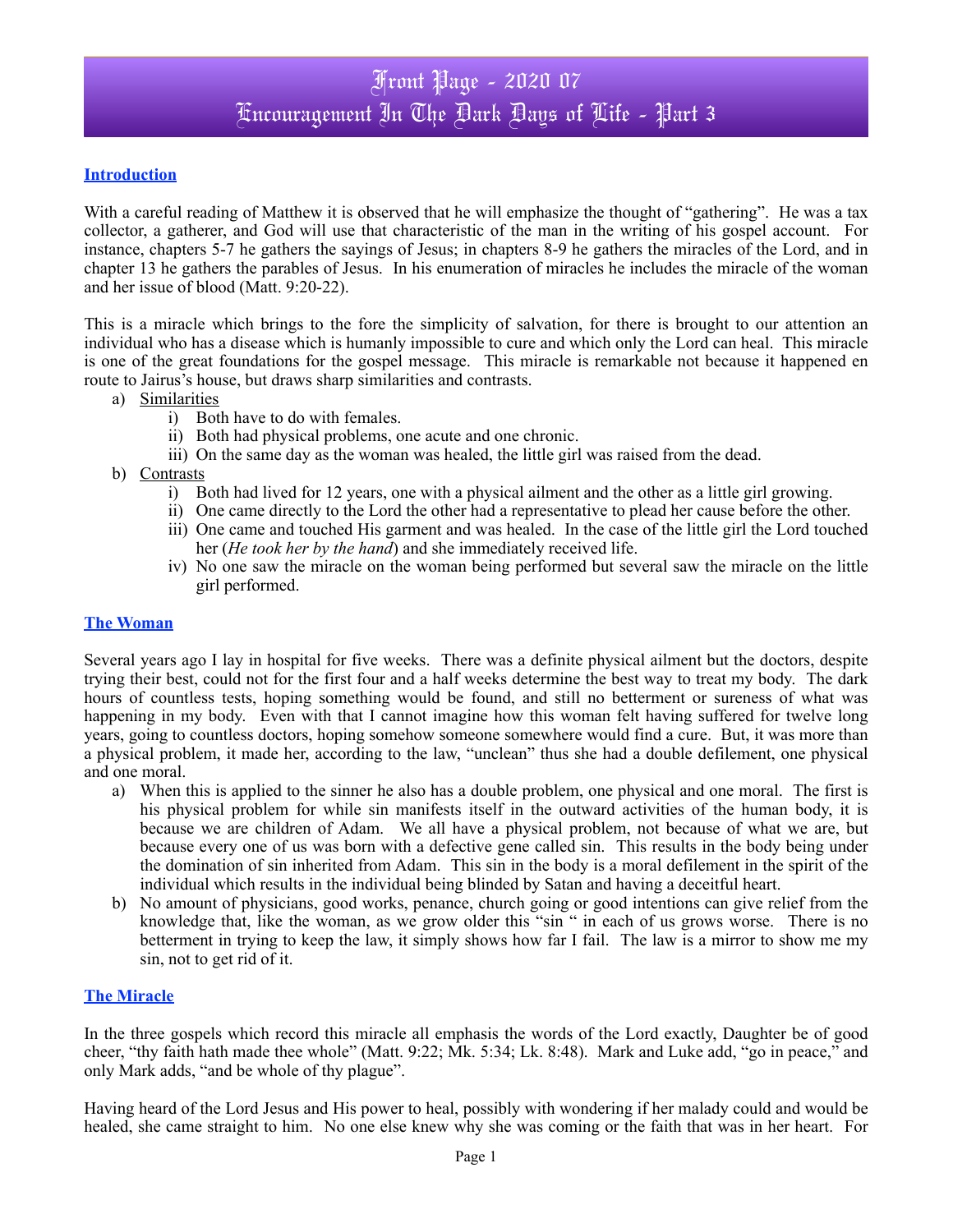# Front Page - 2020 07
# Encouragement In The Dark Days of Life - Part 3

## Introduction

With a careful reading of Matthew it is observed that he will emphasize the thought of "gathering". He was a tax collector, a gatherer, and God will use that characteristic of the man in the writing of his gospel account. For instance, chapters 5-7 he gathers the sayings of Jesus; in chapters 8-9 he gathers the miracles of the Lord, and in chapter 13 he gathers the parables of Jesus. In his enumeration of miracles he includes the miracle of the woman and her issue of blood (Matt. 9:20-22).

This is a miracle which brings to the fore the simplicity of salvation, for there is brought to our attention an individual who has a disease which is humanly impossible to cure and which only the Lord can heal. This miracle is one of the great foundations for the gospel message. This miracle is remarkable not because it happened en route to Jairus's house, but draws sharp similarities and contrasts.

a) Similarities
   i) Both have to do with females.
   ii) Both had physical problems, one acute and one chronic.
   iii) On the same day as the woman was healed, the little girl was raised from the dead.
b) Contrasts
   i) Both had lived for 12 years, one with a physical ailment and the other as a little girl growing.
   ii) One came directly to the Lord the other had a representative to plead her cause before the other.
   iii) One came and touched His garment and was healed. In the case of the little girl the Lord touched her (*He took her by the hand*) and she immediately received life.
   iv) No one saw the miracle on the woman being performed but several saw the miracle on the little girl performed.

## The Woman

Several years ago I lay in hospital for five weeks. There was a definite physical ailment but the doctors, despite trying their best, could not for the first four and a half weeks determine the best way to treat my body. The dark hours of countless tests, hoping something would be found, and still no betterment or sureness of what was happening in my body. Even with that I cannot imagine how this woman felt having suffered for twelve long years, going to countless doctors, hoping somehow someone somewhere would find a cure. But, it was more than a physical problem, it made her, according to the law, "unclean" thus she had a double defilement, one physical and one moral.

a) When this is applied to the sinner he also has a double problem, one physical and one moral. The first is his physical problem for while sin manifests itself in the outward activities of the human body, it is because we are children of Adam. We all have a physical problem, not because of what we are, but because every one of us was born with a defective gene called sin. This results in the body being under the domination of sin inherited from Adam. This sin in the body is a moral defilement in the spirit of the individual which results in the individual being blinded by Satan and having a deceitful heart.
b) No amount of physicians, good works, penance, church going or good intentions can give relief from the knowledge that, like the woman, as we grow older this "sin " in each of us grows worse. There is no betterment in trying to keep the law, it simply shows how far I fail. The law is a mirror to show me my sin, not to get rid of it.

## The Miracle

In the three gospels which record this miracle all emphasis the words of the Lord exactly, Daughter be of good cheer, "thy faith hath made thee whole" (Matt. 9:22; Mk. 5:34; Lk. 8:48). Mark and Luke add, "go in peace," and only Mark adds, "and be whole of thy plague".

Having heard of the Lord Jesus and His power to heal, possibly with wondering if her malady could and would be healed, she came straight to him. No one else knew why she was coming or the faith that was in her heart. For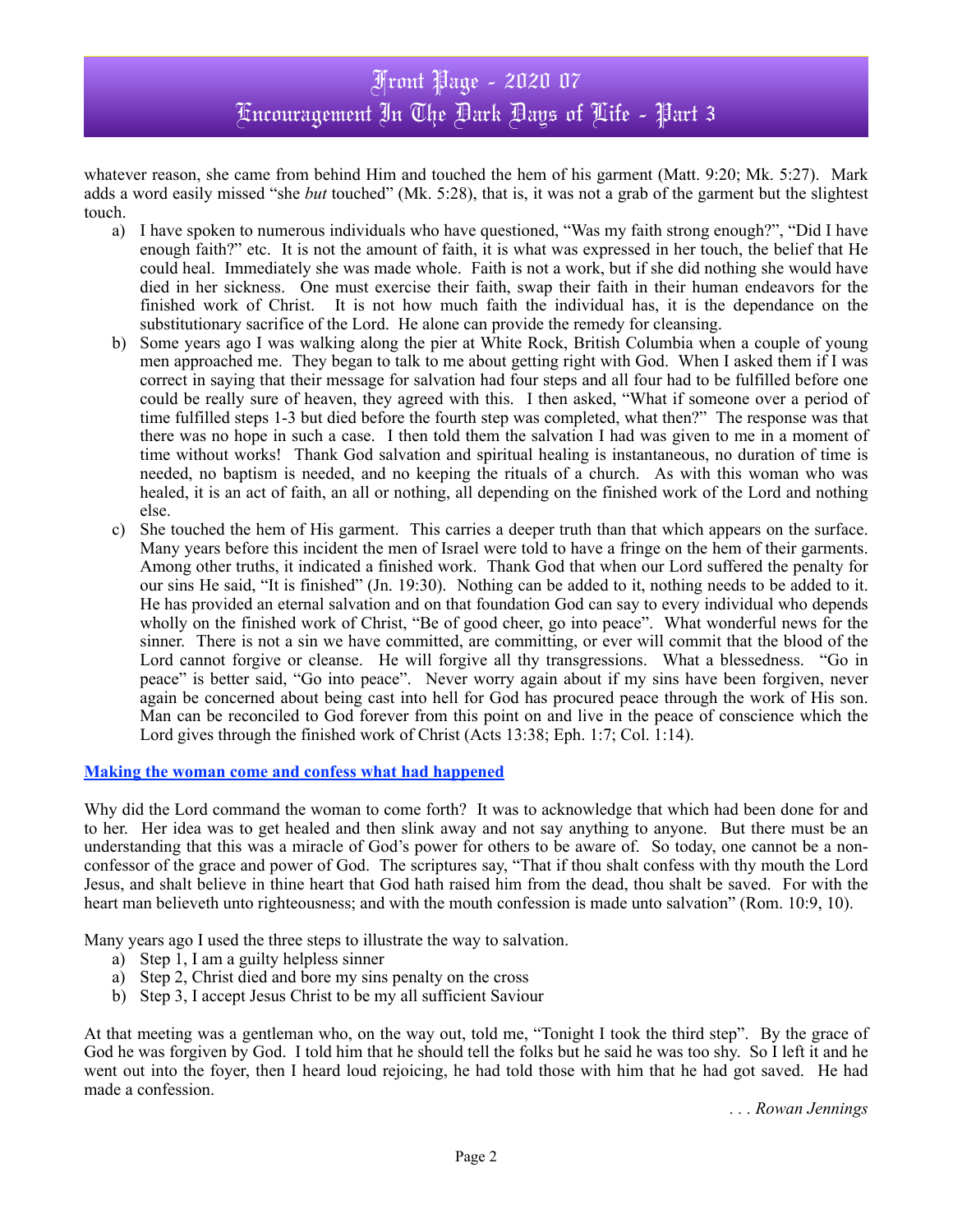whatever reason, she came from behind Him and touched the hem of his garment (Matt. 9:20; Mk. 5:27). Mark adds a word easily missed "she *but* touched" (Mk. 5:28), that is, it was not a grab of the garment but the slightest touch.

a) I have spoken to numerous individuals who have questioned, "Was my faith strong enough?", "Did I have enough faith?" etc. It is not the amount of faith, it is what was expressed in her touch, the belief that He could heal. Immediately she was made whole. Faith is not a work, but if she did nothing she would have died in her sickness. One must exercise their faith, swap their faith in their human endeavors for the finished work of Christ. It is not how much faith the individual has, it is the dependance on the substitutionary sacrifice of the Lord. He alone can provide the remedy for cleansing.

b) Some years ago I was walking along the pier at White Rock, British Columbia when a couple of young men approached me. They began to talk to me about getting right with God. When I asked them if I was correct in saying that their message for salvation had four steps and all four had to be fulfilled before one could be really sure of heaven, they agreed with this. I then asked, "What if someone over a period of time fulfilled steps 1-3 but died before the fourth step was completed, what then?" The response was that there was no hope in such a case. I then told them the salvation I had was given to me in a moment of time without works! Thank God salvation and spiritual healing is instantaneous, no duration of time is needed, no baptism is needed, and no keeping the rituals of a church. As with this woman who was healed, it is an act of faith, an all or nothing, all depending on the finished work of the Lord and nothing else.

c) She touched the hem of His garment. This carries a deeper truth than that which appears on the surface. Many years before this incident the men of Israel were told to have a fringe on the hem of their garments. Among other truths, it indicated a finished work. Thank God that when our Lord suffered the penalty for our sins He said, "It is finished" (Jn. 19:30). Nothing can be added to it, nothing needs to be added to it. He has provided an eternal salvation and on that foundation God can say to every individual who depends wholly on the finished work of Christ, "Be of good cheer, go into peace". What wonderful news for the sinner. There is not a sin we have committed, are committing, or ever will commit that the blood of the Lord cannot forgive or cleanse. He will forgive all thy transgressions. What a blessedness. "Go in peace" is better said, "Go into peace". Never worry again about if my sins have been forgiven, never again be concerned about being cast into hell for God has procured peace through the work of His son. Man can be reconciled to God forever from this point on and live in the peace of conscience which the Lord gives through the finished work of Christ (Acts 13:38; Eph. 1:7; Col. 1:14).

**Making the woman come and confess what had happened**

Why did the Lord command the woman to come forth? It was to acknowledge that which had been done for and to her. Her idea was to get healed and then slink away and not say anything to anyone. But there must be an understanding that this was a miracle of God's power for others to be aware of. So today, one cannot be a non-confessor of the grace and power of God. The scriptures say, "That if thou shalt confess with thy mouth the Lord Jesus, and shalt believe in thine heart that God hath raised him from the dead, thou shalt be saved. For with the heart man believeth unto righteousness; and with the mouth confession is made unto salvation" (Rom. 10:9, 10).

Many years ago I used the three steps to illustrate the way to salvation.

a) Step 1, I am a guilty helpless sinner
a) Step 2, Christ died and bore my sins penalty on the cross
b) Step 3, I accept Jesus Christ to be my all sufficient Saviour

At that meeting was a gentleman who, on the way out, told me, "Tonight I took the third step". By the grace of God he was forgiven by God. I told him that he should tell the folks but he said he was too shy. So I left it and he went out into the foyer, then I heard loud rejoicing, he had told those with him that he had got saved. He had made a confession.

*. . . Rowan Jennings*